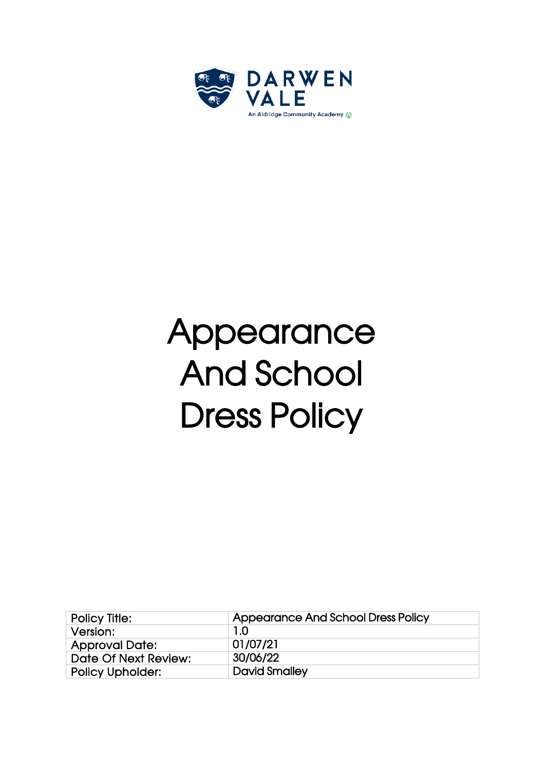DARWEN VALE

An Aldridge Community Academy

# Appearance And School Dress Policy

| Policy Title: | Appearance And School Dress Policy |
|---|---|
| Version: | 1.0 |
| Approval Date: | 01/07/21 |
| Date Of Next Review: | 30/06/22 |
| Policy Upholder: | David Smalley |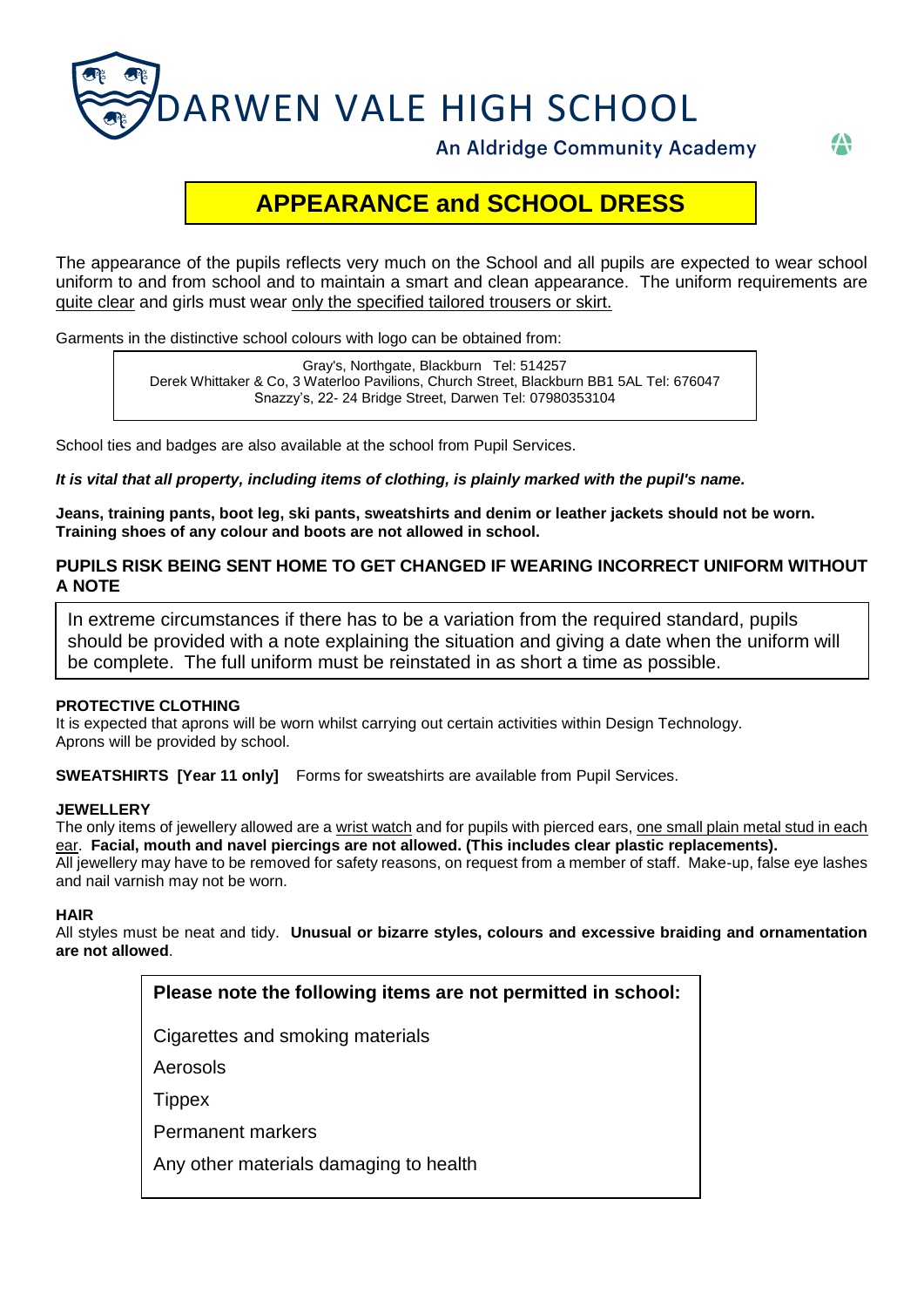# DARWEN VALE HIGH SCHOOL

An Aldridge Community Academy

## APPEARANCE and SCHOOL DRESS

The appearance of the pupils reflects very much on the School and all pupils are expected to wear school uniform to and from school and to maintain a smart and clean appearance. The uniform requirements are quite clear and girls must wear only the specified tailored trousers or skirt.

Garments in the distinctive school colours with logo can be obtained from:

> Gray's, Northgate, Blackburn Tel: 514257
> Derek Whittaker & Co, 3 Waterloo Pavilions, Church Street, Blackburn BB1 5AL Tel: 676047
> Snazzy's, 22- 24 Bridge Street, Darwen Tel: 07980353104

School ties and badges are also available at the school from Pupil Services.

***It is vital that all property, including items of clothing, is plainly marked with the pupil's name.***

**Jeans, training pants, boot leg, ski pants, sweatshirts and denim or leather jackets should not be worn. Training shoes of any colour and boots are not allowed in school.**

**PUPILS RISK BEING SENT HOME TO GET CHANGED IF WEARING INCORRECT UNIFORM WITHOUT A NOTE**

> In extreme circumstances if there has to be a variation from the required standard, pupils should be provided with a note explaining the situation and giving a date when the uniform will be complete. The full uniform must be reinstated in as short a time as possible.

**PROTECTIVE CLOTHING**
It is expected that aprons will be worn whilst carrying out certain activities within Design Technology. Aprons will be provided by school.

**SWEATSHIRTS [Year 11 only]** Forms for sweatshirts are available from Pupil Services.

**JEWELLERY**
The only items of jewellery allowed are a wrist watch and for pupils with pierced ears, one small plain metal stud in each ear. **Facial, mouth and navel piercings are not allowed. (This includes clear plastic replacements).**
All jewellery may have to be removed for safety reasons, on request from a member of staff. Make-up, false eye lashes and nail varnish may not be worn.

**HAIR**
All styles must be neat and tidy. **Unusual or bizarre styles, colours and excessive braiding and ornamentation are not allowed**.

**Please note the following items are not permitted in school:**

- Cigarettes and smoking materials
- Aerosols
- Tippex
- Permanent markers
- Any other materials damaging to health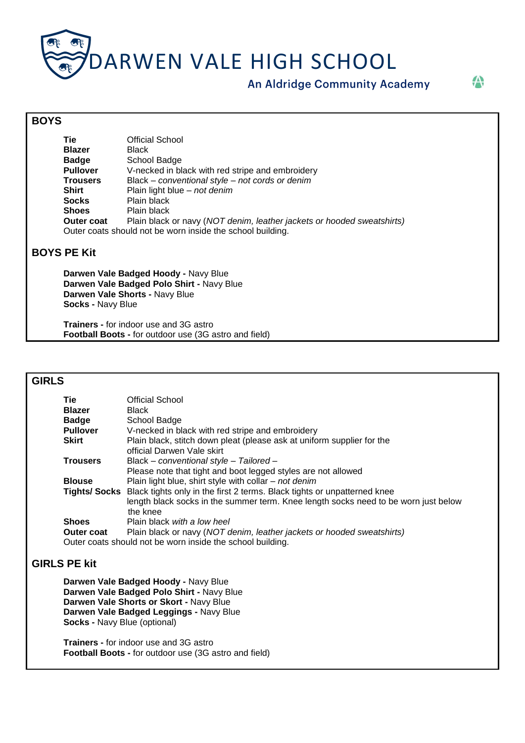# DARWEN VALE HIGH SCHOOL

An Aldridge Community Academy

## BOYS

| | |
|---|---|
| **Tie** | Official School |
| **Blazer** | Black |
| **Badge** | School Badge |
| **Pullover** | V-necked in black with red stripe and embroidery |
| **Trousers** | Black – *conventional style – not cords or denim* |
| **Shirt** | Plain light blue – *not denim* |
| **Socks** | Plain black |
| **Shoes** | Plain black |
| **Outer coat** | Plain black or navy (*NOT denim, leather jackets or hooded sweatshirts)* |

Outer coats should not be worn inside the school building.

## BOYS PE Kit

**Darwen Vale Badged Hoody -** Navy Blue
**Darwen Vale Badged Polo Shirt -** Navy Blue
**Darwen Vale Shorts -** Navy Blue
**Socks -** Navy Blue

**Trainers -** for indoor use and 3G astro
**Football Boots -** for outdoor use (3G astro and field)

## GIRLS

| | |
|---|---|
| **Tie** | Official School |
| **Blazer** | Black |
| **Badge** | School Badge |
| **Pullover** | V-necked in black with red stripe and embroidery |
| **Skirt** | Plain black, stitch down pleat (please ask at uniform supplier for the official Darwen Vale skirt |
| **Trousers** | Black – *conventional style – Tailored –* Please note that tight and boot legged styles are not allowed |
| **Blouse** | Plain light blue, shirt style with collar – *not denim* |
| **Tights/ Socks** | Black tights only in the first 2 terms. Black tights or unpatterned knee length black socks in the summer term. Knee length socks need to be worn just below the knee |
| **Shoes** | Plain black *with a low heel* |
| **Outer coat** | Plain black or navy (*NOT denim, leather jackets or hooded sweatshirts)* |

Outer coats should not be worn inside the school building.

## GIRLS PE kit

**Darwen Vale Badged Hoody -** Navy Blue
**Darwen Vale Badged Polo Shirt -** Navy Blue
**Darwen Vale Shorts or Skort -** Navy Blue
**Darwen Vale Badged Leggings -** Navy Blue
**Socks -** Navy Blue (optional)

**Trainers -** for indoor use and 3G astro
**Football Boots -** for outdoor use (3G astro and field)